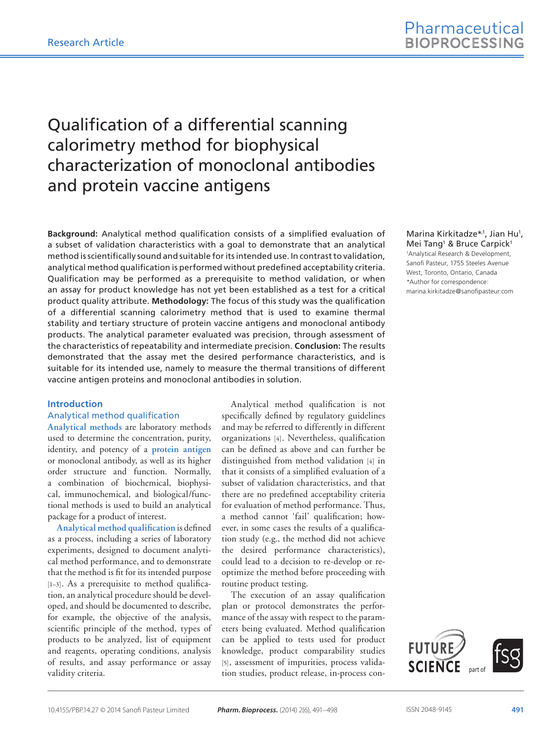Research Article

# Qualification of a differential scanning calorimetry method for biophysical characterization of monoclonal antibodies and protein vaccine antigens

Marina Kirkitadze*[1], Jian Hu[1], Mei Tang[1] & Bruce Carpick[1]

[1]Analytical Research & Development, Sanofi Pasteur, 1755 Steeles Avenue West, Toronto, Ontario, Canada

*Author for correspondence: marina.kirkitadze@sanofipasteur.com

**Background:** Analytical method qualification consists of a simplified evaluation of a subset of validation characteristics with a goal to demonstrate that an analytical method is scientifically sound and suitable for its intended use. In contrast to validation, analytical method qualification is performed without predefined acceptability criteria. Qualification may be performed as a prerequisite to method validation, or when an assay for product knowledge has not yet been established as a test for a critical product quality attribute. **Methodology:** The focus of this study was the qualification of a differential scanning calorimetry method that is used to examine thermal stability and tertiary structure of protein vaccine antigens and monoclonal antibody products. The analytical parameter evaluated was precision, through assessment of the characteristics of repeatability and intermediate precision. **Conclusion:** The results demonstrated that the assay met the desired performance characteristics, and is suitable for its intended use, namely to measure the thermal transitions of different vaccine antigen proteins and monoclonal antibodies in solution.

## Introduction

### Analytical method qualification

**Analytical methods** are laboratory methods used to determine the concentration, purity, identity, and potency of a **protein antigen** or monoclonal antibody, as well as its higher order structure and function. Normally, a combination of biochemical, biophysical, immunochemical, and biological/functional methods is used to build an analytical package for a product of interest.

**Analytical method qualification** is defined as a process, including a series of laboratory experiments, designed to document analytical method performance, and to demonstrate that the method is fit for its intended purpose [1–3]. As a prerequisite to method qualification, an analytical procedure should be developed, and should be documented to describe, for example, the objective of the analysis, scientific principle of the method, types of products to be analyzed, list of equipment and reagents, operating conditions, analysis of results, and assay performance or assay validity criteria.

Analytical method qualification is not specifically defined by regulatory guidelines and may be referred to differently in different organizations [4]. Nevertheless, qualification can be defined as above and can further be distinguished from method validation [4] in that it consists of a simplified evaluation of a subset of validation characteristics, and that there are no predefined acceptability criteria for evaluation of method performance. Thus, a method cannot 'fail' qualification; however, in some cases the results of a qualification study (e.g., the method did not achieve the desired performance characteristics), could lead to a decision to re-develop or re-optimize the method before proceeding with routine product testing.

The execution of an assay qualification plan or protocol demonstrates the performance of the assay with respect to the parameters being evaluated. Method qualification can be applied to tests used for product knowledge, product comparability studies [5], assessment of impurities, process validation studies, product release, in-process con-

10.4155/PBP.14.27 © 2014 Sanofi Pasteur Limited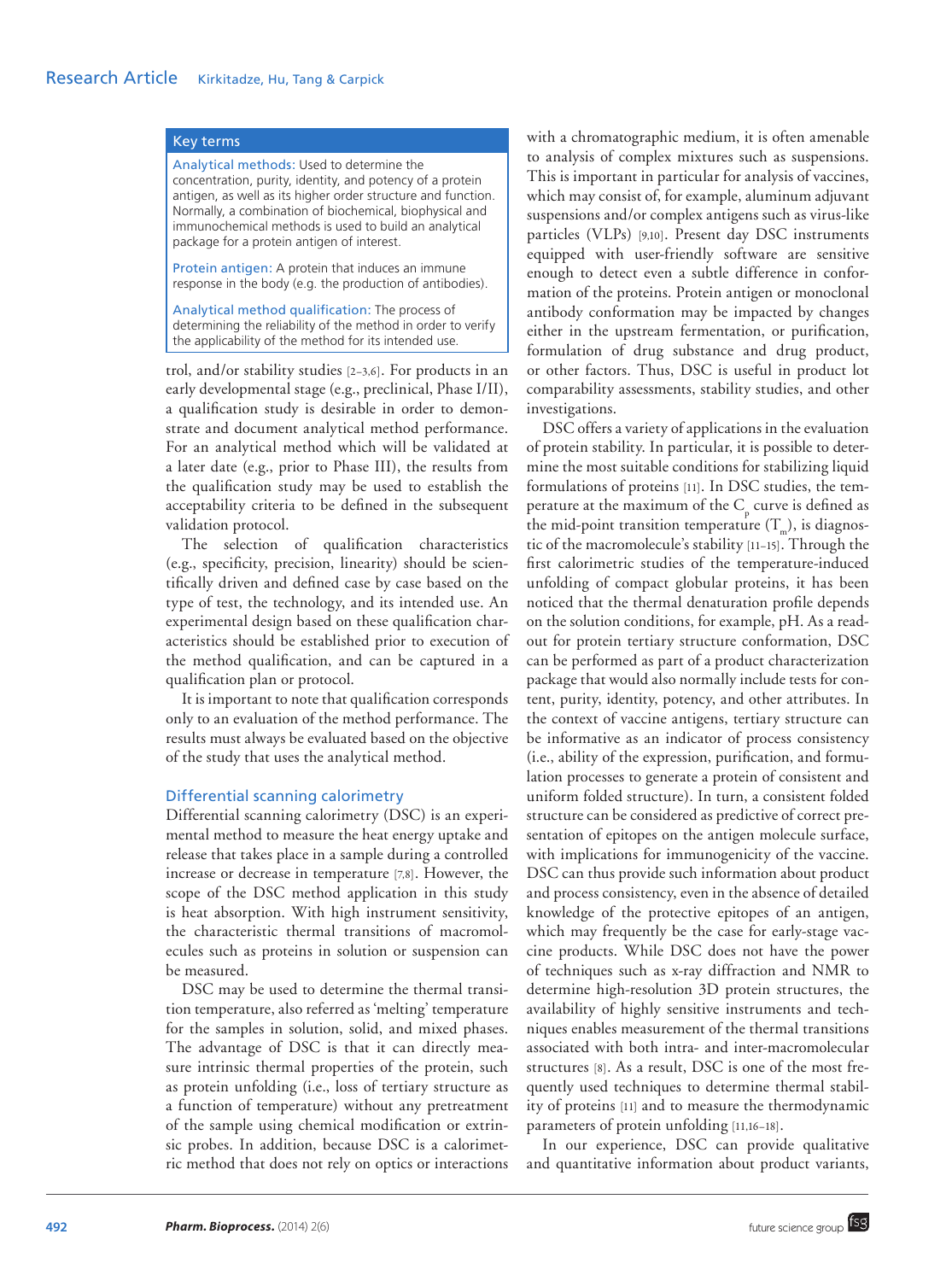## Key terms

**Analytical methods:** Used to determine the concentration, purity, identity, and potency of a protein antigen, as well as its higher order structure and function. Normally, a combination of biochemical, biophysical and immunochemical methods is used to build an analytical package for a protein antigen of interest.

**Protein antigen:** A protein that induces an immune response in the body (e.g. the production of antibodies).

**Analytical method qualification:** The process of determining the reliability of the method in order to verify the applicability of the method for its intended use.

trol, and/or stability studies [2–3,6]. For products in an early developmental stage (e.g., preclinical, Phase I/II), a qualification study is desirable in order to demonstrate and document analytical method performance. For an analytical method which will be validated at a later date (e.g., prior to Phase III), the results from the qualification study may be used to establish the acceptability criteria to be defined in the subsequent validation protocol.

The selection of qualification characteristics (e.g., specificity, precision, linearity) should be scientifically driven and defined case by case based on the type of test, the technology, and its intended use. An experimental design based on these qualification characteristics should be established prior to execution of the method qualification, and can be captured in a qualification plan or protocol.

It is important to note that qualification corresponds only to an evaluation of the method performance. The results must always be evaluated based on the objective of the study that uses the analytical method.

### Differential scanning calorimetry

Differential scanning calorimetry (DSC) is an experimental method to measure the heat energy uptake and release that takes place in a sample during a controlled increase or decrease in temperature [7,8]. However, the scope of the DSC method application in this study is heat absorption. With high instrument sensitivity, the characteristic thermal transitions of macromolecules such as proteins in solution or suspension can be measured.

DSC may be used to determine the thermal transition temperature, also referred as 'melting' temperature for the samples in solution, solid, and mixed phases. The advantage of DSC is that it can directly measure intrinsic thermal properties of the protein, such as protein unfolding (i.e., loss of tertiary structure as a function of temperature) without any pretreatment of the sample using chemical modification or extrinsic probes. In addition, because DSC is a calorimetric method that does not rely on optics or interactions with a chromatographic medium, it is often amenable to analysis of complex mixtures such as suspensions. This is important in particular for analysis of vaccines, which may consist of, for example, aluminum adjuvant suspensions and/or complex antigens such as virus-like particles (VLPs) [9,10]. Present day DSC instruments equipped with user-friendly software are sensitive enough to detect even a subtle difference in conformation of the proteins. Protein antigen or monoclonal antibody conformation may be impacted by changes either in the upstream fermentation, or purification, formulation of drug substance and drug product, or other factors. Thus, DSC is useful in product lot comparability assessments, stability studies, and other investigations.

DSC offers a variety of applications in the evaluation of protein stability. In particular, it is possible to determine the most suitable conditions for stabilizing liquid formulations of proteins [11]. In DSC studies, the temperature at the maximum of the $C_p$ curve is defined as the mid-point transition temperature ($T_m$), is diagnostic of the macromolecule's stability [11–15]. Through the first calorimetric studies of the temperature-induced unfolding of compact globular proteins, it has been noticed that the thermal denaturation profile depends on the solution conditions, for example, pH. As a readout for protein tertiary structure conformation, DSC can be performed as part of a product characterization package that would also normally include tests for content, purity, identity, potency, and other attributes. In the context of vaccine antigens, tertiary structure can be informative as an indicator of process consistency (i.e., ability of the expression, purification, and formulation processes to generate a protein of consistent and uniform folded structure). In turn, a consistent folded structure can be considered as predictive of correct presentation of epitopes on the antigen molecule surface, with implications for immunogenicity of the vaccine. DSC can thus provide such information about product and process consistency, even in the absence of detailed knowledge of the protective epitopes of an antigen, which may frequently be the case for early-stage vaccine products. While DSC does not have the power of techniques such as x-ray diffraction and NMR to determine high-resolution 3D protein structures, the availability of highly sensitive instruments and techniques enables measurement of the thermal transitions associated with both intra- and inter-macromolecular structures [8]. As a result, DSC is one of the most frequently used techniques to determine thermal stability of proteins [11] and to measure the thermodynamic parameters of protein unfolding [11,16–18].

In our experience, DSC can provide qualitative and quantitative information about product variants,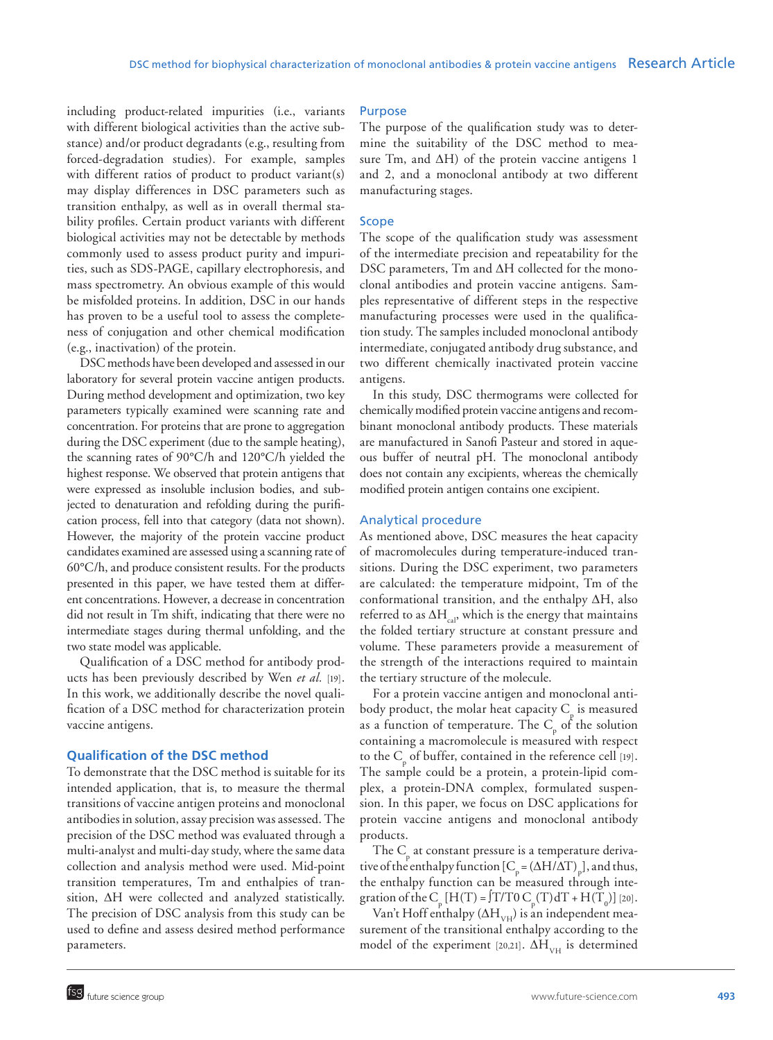including product-related impurities (i.e., variants with different biological activities than the active substance) and/or product degradants (e.g., resulting from forced-degradation studies). For example, samples with different ratios of product to product variant(s) may display differences in DSC parameters such as transition enthalpy, as well as in overall thermal stability profiles. Certain product variants with different biological activities may not be detectable by methods commonly used to assess product purity and impurities, such as SDS-PAGE, capillary electrophoresis, and mass spectrometry. An obvious example of this would be misfolded proteins. In addition, DSC in our hands has proven to be a useful tool to assess the completeness of conjugation and other chemical modification (e.g., inactivation) of the protein.

DSC methods have been developed and assessed in our laboratory for several protein vaccine antigen products. During method development and optimization, two key parameters typically examined were scanning rate and concentration. For proteins that are prone to aggregation during the DSC experiment (due to the sample heating), the scanning rates of 90°C/h and 120°C/h yielded the highest response. We observed that protein antigens that were expressed as insoluble inclusion bodies, and subjected to denaturation and refolding during the purification process, fell into that category (data not shown). However, the majority of the protein vaccine product candidates examined are assessed using a scanning rate of 60°C/h, and produce consistent results. For the products presented in this paper, we have tested them at different concentrations. However, a decrease in concentration did not result in Tm shift, indicating that there were no intermediate stages during thermal unfolding, and the two state model was applicable.

Qualification of a DSC method for antibody products has been previously described by Wen *et al.* [19]. In this work, we additionally describe the novel qualification of a DSC method for characterization protein vaccine antigens.

## Qualification of the DSC method

To demonstrate that the DSC method is suitable for its intended application, that is, to measure the thermal transitions of vaccine antigen proteins and monoclonal antibodies in solution, assay precision was assessed. The precision of the DSC method was evaluated through a multi-analyst and multi-day study, where the same data collection and analysis method were used. Mid-point transition temperatures, Tm and enthalpies of transition, ΔH were collected and analyzed statistically. The precision of DSC analysis from this study can be used to define and assess desired method performance parameters.

### Purpose

The purpose of the qualification study was to determine the suitability of the DSC method to measure Tm, and ΔH) of the protein vaccine antigens 1 and 2, and a monoclonal antibody at two different manufacturing stages.

### Scope

The scope of the qualification study was assessment of the intermediate precision and repeatability for the DSC parameters, Tm and ΔH collected for the monoclonal antibodies and protein vaccine antigens. Samples representative of different steps in the respective manufacturing processes were used in the qualification study. The samples included monoclonal antibody intermediate, conjugated antibody drug substance, and two different chemically inactivated protein vaccine antigens.

In this study, DSC thermograms were collected for chemically modified protein vaccine antigens and recombinant monoclonal antibody products. These materials are manufactured in Sanofi Pasteur and stored in aqueous buffer of neutral pH. The monoclonal antibody does not contain any excipients, whereas the chemically modified protein antigen contains one excipient.

### Analytical procedure

As mentioned above, DSC measures the heat capacity of macromolecules during temperature-induced transitions. During the DSC experiment, two parameters are calculated: the temperature midpoint, Tm of the conformational transition, and the enthalpy ΔH, also referred to as $\Delta H_{cal}$, which is the energy that maintains the folded tertiary structure at constant pressure and volume. These parameters provide a measurement of the strength of the interactions required to maintain the tertiary structure of the molecule.

For a protein vaccine antigen and monoclonal antibody product, the molar heat capacity $C_p$ is measured as a function of temperature. The $C_p$ of the solution containing a macromolecule is measured with respect to the $C_p$ of buffer, contained in the reference cell [19]. The sample could be a protein, a protein-lipid complex, a protein-DNA complex, formulated suspension. In this paper, we focus on DSC applications for protein vaccine antigens and monoclonal antibody products.

The $C_p$ at constant pressure is a temperature derivative of the enthalpy function [$C_p = (\Delta H/\Delta T)_p$], and thus, the enthalpy function can be measured through integration of the $C_p$ [$H(T) = \int T/T0\, C_p(T)dT + H(T_0)$] [20].

Van't Hoff enthalpy ($\Delta H_{VH}$) is an independent measurement of the transitional enthalpy according to the model of the experiment [20,21]. $\Delta H_{VH}$ is determined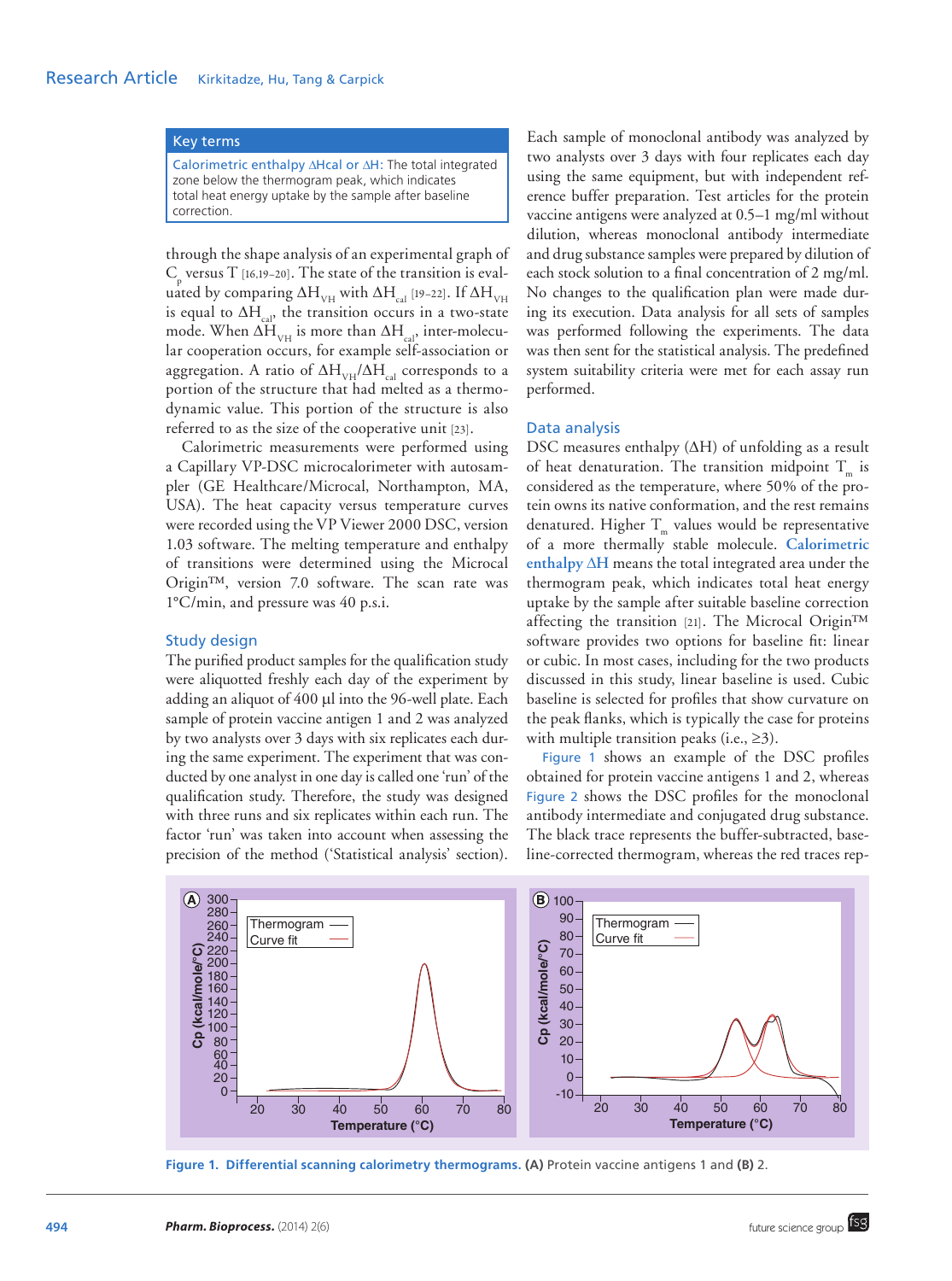> **Key terms**
>
> **Calorimetric enthalpy ΔHcal or ΔH:** The total integrated zone below the thermogram peak, which indicates total heat energy uptake by the sample after baseline correction.

through the shape analysis of an experimental graph of $C_p$ versus T [16,19–20]. The state of the transition is evaluated by comparing $\Delta H_{VH}$ with $\Delta H_{cal}$ [19–22]. If $\Delta H_{VH}$ is equal to $\Delta H_{cal}$, the transition occurs in a two-state mode. When $\Delta H_{VH}$ is more than $\Delta H_{cal}$, inter-molecular cooperation occurs, for example self-association or aggregation. A ratio of $\Delta H_{VH}/\Delta H_{cal}$ corresponds to a portion of the structure that had melted as a thermodynamic value. This portion of the structure is also referred to as the size of the cooperative unit [23].

Calorimetric measurements were performed using a Capillary VP-DSC microcalorimeter with autosampler (GE Healthcare/Microcal, Northampton, MA, USA). The heat capacity versus temperature curves were recorded using the VP Viewer 2000 DSC, version 1.03 software. The melting temperature and enthalpy of transitions were determined using the Microcal Origin™, version 7.0 software. The scan rate was 1°C/min, and pressure was 40 p.s.i.

## Study design

The purified product samples for the qualification study were aliquotted freshly each day of the experiment by adding an aliquot of 400 µl into the 96-well plate. Each sample of protein vaccine antigen 1 and 2 was analyzed by two analysts over 3 days with six replicates each during the same experiment. The experiment that was conducted by one analyst in one day is called one 'run' of the qualification study. Therefore, the study was designed with three runs and six replicates within each run. The factor 'run' was taken into account when assessing the precision of the method ('Statistical analysis' section). Each sample of monoclonal antibody was analyzed by two analysts over 3 days with four replicates each day using the same equipment, but with independent reference buffer preparation. Test articles for the protein vaccine antigens were analyzed at 0.5–1 mg/ml without dilution, whereas monoclonal antibody intermediate and drug substance samples were prepared by dilution of each stock solution to a final concentration of 2 mg/ml. No changes to the qualification plan were made during its execution. Data analysis for all sets of samples was performed following the experiments. The data was then sent for the statistical analysis. The predefined system suitability criteria were met for each assay run performed.

## Data analysis

DSC measures enthalpy (ΔH) of unfolding as a result of heat denaturation. The transition midpoint $T_m$ is considered as the temperature, where 50% of the protein owns its native conformation, and the rest remains denatured. Higher $T_m$ values would be representative of a more thermally stable molecule. **Calorimetric enthalpy ΔH** means the total integrated area under the thermogram peak, which indicates total heat energy uptake by the sample after suitable baseline correction affecting the transition [21]. The Microcal Origin™ software provides two options for baseline fit: linear or cubic. In most cases, including for the two products discussed in this study, linear baseline is used. Cubic baseline is selected for profiles that show curvature on the peak flanks, which is typically the case for proteins with multiple transition peaks (i.e., ≥3).

Figure 1 shows an example of the DSC profiles obtained for protein vaccine antigens 1 and 2, whereas Figure 2 shows the DSC profiles for the monoclonal antibody intermediate and conjugated drug substance. The black trace represents the buffer-subtracted, baseline-corrected thermogram, whereas the red traces rep-

**Figure 1. Differential scanning calorimetry thermograms.** **(A)** Protein vaccine antigens 1 and **(B)** 2.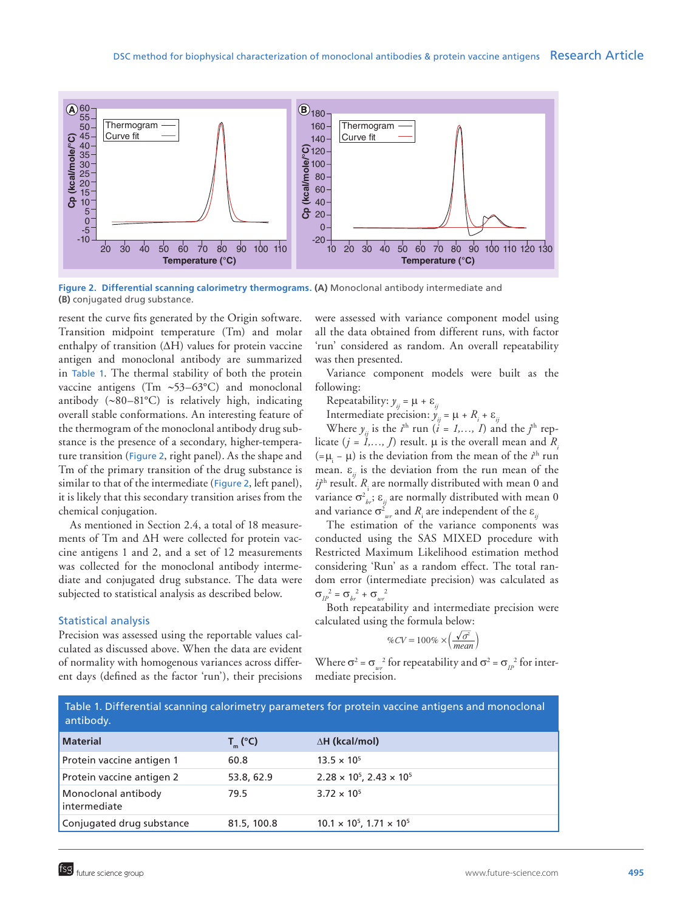Figure 2. Differential scanning calorimetry thermograms. (A) Monoclonal antibody intermediate and (B) conjugated drug substance.

resent the curve fits generated by the Origin software. Transition midpoint temperature (Tm) and molar enthalpy of transition (ΔH) values for protein vaccine antigen and monoclonal antibody are summarized in Table 1. The thermal stability of both the protein vaccine antigens (Tm ~53–63°C) and monoclonal antibody (~80–81°C) is relatively high, indicating overall stable conformations. An interesting feature of the thermogram of the monoclonal antibody drug substance is the presence of a secondary, higher-temperature transition (Figure 2, right panel). As the shape and Tm of the primary transition of the drug substance is similar to that of the intermediate (Figure 2, left panel), it is likely that this secondary transition arises from the chemical conjugation.

As mentioned in Section 2.4, a total of 18 measurements of Tm and ΔH were collected for protein vaccine antigens 1 and 2, and a set of 12 measurements was collected for the monoclonal antibody intermediate and conjugated drug substance. The data were subjected to statistical analysis as described below.

## Statistical analysis

Precision was assessed using the reportable values calculated as discussed above. When the data are evident of normality with homogenous variances across different days (defined as the factor 'run'), their precisions were assessed with variance component model using all the data obtained from different runs, with factor 'run' considered as random. An overall repeatability was then presented.

Variance component models were built as the following:

Repeatability: $y_{ij} = \mu + \varepsilon_{ij}$

Intermediate precision: $y_{ij} = \mu + R_i + \varepsilon_{ij}$

Where $y_{ij}$ is the $i^{th}$ run ($i = 1,\ldots, I$) and the $j^{th}$ replicate ($j = 1,\ldots, J$) result. $\mu$ is the overall mean and $R_i$ ($=\mu_i - \mu$) is the deviation from the mean of the $i^{th}$ run mean. $\varepsilon_{ij}$ is the deviation from the run mean of the $ij^{th}$ result. $R_i$ are normally distributed with mean 0 and variance $\sigma^2_{br}$; $\varepsilon_{ij}$ are normally distributed with mean 0 and variance $\sigma^2_{wr}$ and $R_i$ are independent of the $\varepsilon_{ij}$

The estimation of the variance components was conducted using the SAS MIXED procedure with Restricted Maximum Likelihood estimation method considering 'Run' as a random effect. The total random error (intermediate precision) was calculated as $\sigma_{IP}^2 = \sigma_{br}^2 + \sigma_{wr}^2$

Both repeatability and intermediate precision were calculated using the formula below:

$$\%CV = 100\% \times \left(\frac{\sqrt{\sigma^2}}{mean}\right)$$

Where $\sigma^2 = \sigma_{wr}^2$ for repeatability and $\sigma^2 = \sigma_{IP}^2$ for intermediate precision.

Table 1. Differential scanning calorimetry parameters for protein vaccine antigens and monoclonal antibody.

| Material | $T_m$ (°C) | ΔH (kcal/mol) |
|---|---|---|
| Protein vaccine antigen 1 | 60.8 | $13.5 \times 10^5$ |
| Protein vaccine antigen 2 | 53.8, 62.9 | $2.28 \times 10^5$, $2.43 \times 10^5$ |
| Monoclonal antibody intermediate | 79.5 | $3.72 \times 10^5$ |
| Conjugated drug substance | 81.5, 100.8 | $10.1 \times 10^5$, $1.71 \times 10^5$ |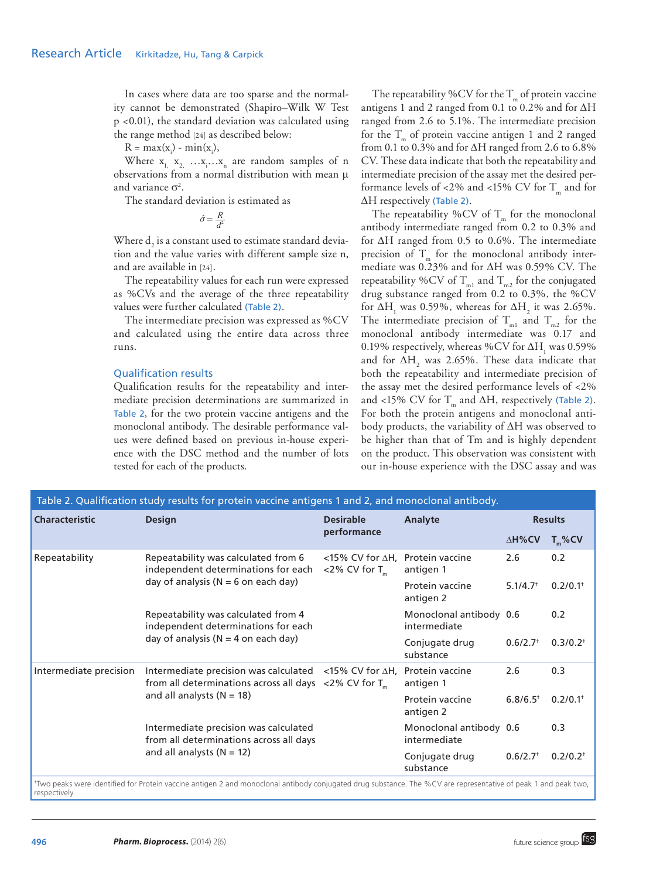In cases where data are too sparse and the normality cannot be demonstrated (Shapiro–Wilk W Test p <0.01), the standard deviation was calculated using the range method [24] as described below:

$R = \max(x_i) - \min(x_i)$,

Where $x_1, x_2, \ldots x_i \ldots x_n$ are random samples of n observations from a normal distribution with mean μ and variance $\sigma^2$.

The standard deviation is estimated as

$$\hat{\sigma} = \frac{R}{d^2}$$

Where $d_2$ is a constant used to estimate standard deviation and the value varies with different sample size n, and are available in [24].

The repeatability values for each run were expressed as %CVs and the average of the three repeatability values were further calculated (Table 2).

The intermediate precision was expressed as %CV and calculated using the entire data across three runs.

## Qualification results

Qualification results for the repeatability and intermediate precision determinations are summarized in Table 2, for the two protein vaccine antigens and the monoclonal antibody. The desirable performance values were defined based on previous in-house experience with the DSC method and the number of lots tested for each of the products.

The repeatability %CV for the $T_m$ of protein vaccine antigens 1 and 2 ranged from 0.1 to 0.2% and for ΔH ranged from 2.6 to 5.1%. The intermediate precision for the $T_m$ of protein vaccine antigen 1 and 2 ranged from 0.1 to 0.3% and for ΔH ranged from 2.6 to 6.8% CV. These data indicate that both the repeatability and intermediate precision of the assay met the desired performance levels of <2% and <15% CV for $T_m$ and for ΔH respectively (Table 2).

The repeatability %CV of $T_m$ for the monoclonal antibody intermediate ranged from 0.2 to 0.3% and for ΔH ranged from 0.5 to 0.6%. The intermediate precision of $T_m$ for the monoclonal antibody intermediate was 0.23% and for ΔH was 0.59% CV. The repeatability %CV of $T_{m1}$ and $T_{m2}$ for the conjugated drug substance ranged from 0.2 to 0.3%, the %CV for $\Delta H_1$ was 0.59%, whereas for $\Delta H_2$ it was 2.65%. The intermediate precision of $T_{m1}$ and $T_{m2}$ for the monoclonal antibody intermediate was 0.17 and 0.19% respectively, whereas %CV for $\Delta H_1$ was 0.59% and for $\Delta H_2$ was 2.65%. These data indicate that both the repeatability and intermediate precision of the assay met the desired performance levels of <2% and <15% CV for $T_m$ and ΔH, respectively (Table 2). For both the protein antigens and monoclonal antibody products, the variability of ΔH was observed to be higher than that of Tm and is highly dependent on the product. This observation was consistent with our in-house experience with the DSC assay and was

**Table 2. Qualification study results for protein vaccine antigens 1 and 2, and monoclonal antibody.**

| Characteristic | Design | Desirable performance | Analyte | Results | |
|---|---|---|---|---|---|
| | | | | ΔH%CV | $T_m$%CV |
| Repeatability | Repeatability was calculated from 6 independent determinations for each day of analysis (N = 6 on each day) | <15% CV for ΔH, <2% CV for $T_m$ | Protein vaccine antigen 1 | 2.6 | 0.2 |
| | | | Protein vaccine antigen 2 | 5.1/4.7† | 0.2/0.1† |
| | Repeatability was calculated from 4 independent determinations for each day of analysis (N = 4 on each day) | | Monoclonal antibody intermediate | 0.6 | 0.2 |
| | | | Conjugate drug substance | 0.6/2.7† | 0.3/0.2† |
| Intermediate precision | Intermediate precision was calculated from all determinations across all days and all analysts (N = 18) | <15% CV for ΔH, <2% CV for $T_m$ | Protein vaccine antigen 1 | 2.6 | 0.3 |
| | | | Protein vaccine antigen 2 | 6.8/6.5† | 0.2/0.1† |
| | Intermediate precision was calculated from all determinations across all days and all analysts (N = 12) | | Monoclonal antibody intermediate | 0.6 | 0.3 |
| | | | Conjugate drug substance | 0.6/2.7† | 0.2/0.2† |

†Two peaks were identified for Protein vaccine antigen 2 and monoclonal antibody conjugated drug substance. The %CV are representative of peak 1 and peak two, respectively.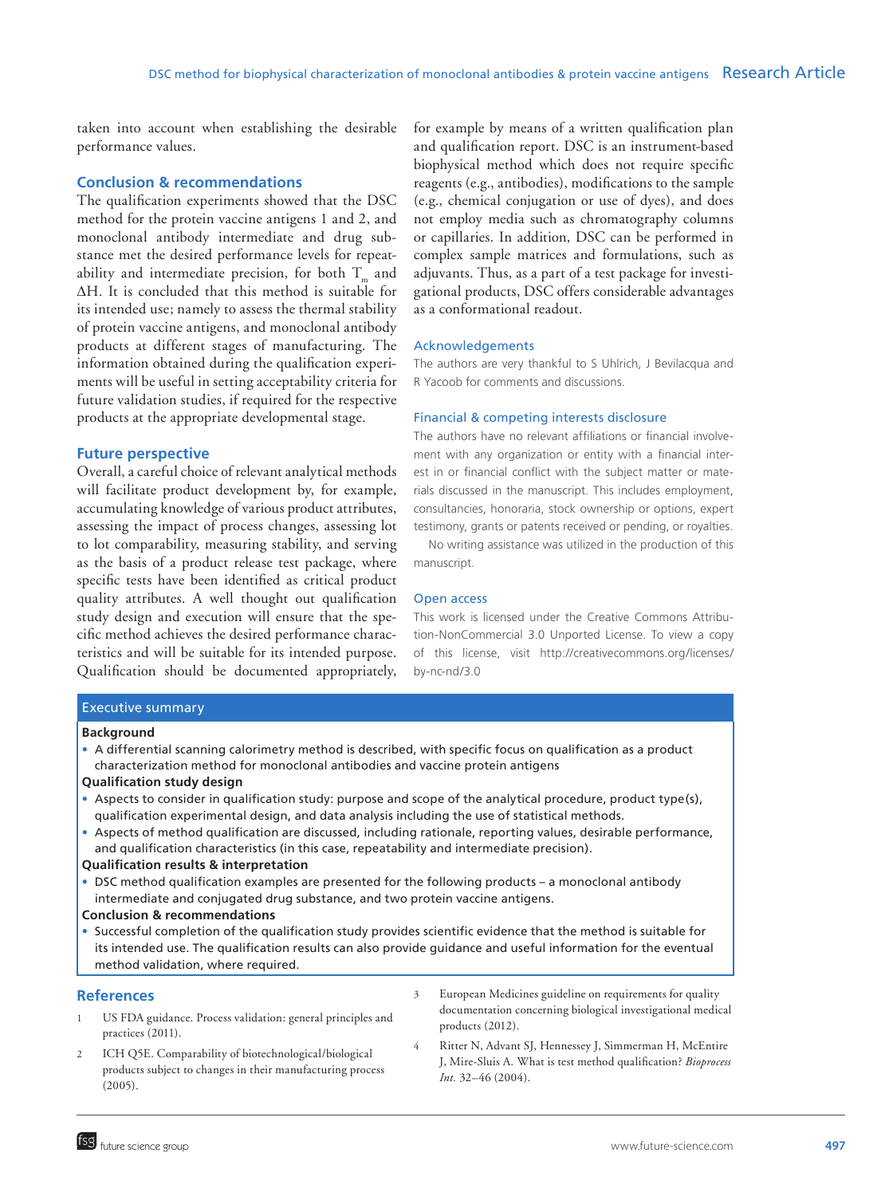taken into account when establishing the desirable performance values.

## Conclusion & recommendations

The qualification experiments showed that the DSC method for the protein vaccine antigens 1 and 2, and monoclonal antibody intermediate and drug substance met the desired performance levels for repeatability and intermediate precision, for both $T_m$ and $\Delta H$. It is concluded that this method is suitable for its intended use; namely to assess the thermal stability of protein vaccine antigens, and monoclonal antibody products at different stages of manufacturing. The information obtained during the qualification experiments will be useful in setting acceptability criteria for future validation studies, if required for the respective products at the appropriate developmental stage.

## Future perspective

Overall, a careful choice of relevant analytical methods will facilitate product development by, for example, accumulating knowledge of various product attributes, assessing the impact of process changes, assessing lot to lot comparability, measuring stability, and serving as the basis of a product release test package, where specific tests have been identified as critical product quality attributes. A well thought out qualification study design and execution will ensure that the specific method achieves the desired performance characteristics and will be suitable for its intended purpose. Qualification should be documented appropriately, for example by means of a written qualification plan and qualification report. DSC is an instrument-based biophysical method which does not require specific reagents (e.g., antibodies), modifications to the sample (e.g., chemical conjugation or use of dyes), and does not employ media such as chromatography columns or capillaries. In addition, DSC can be performed in complex sample matrices and formulations, such as adjuvants. Thus, as a part of a test package for investigational products, DSC offers considerable advantages as a conformational readout.

### Acknowledgements

The authors are very thankful to S Uhlrich, J Bevilacqua and R Yacoob for comments and discussions.

### Financial & competing interests disclosure

The authors have no relevant affiliations or financial involvement with any organization or entity with a financial interest in or financial conflict with the subject matter or materials discussed in the manuscript. This includes employment, consultancies, honoraria, stock ownership or options, expert testimony, grants or patents received or pending, or royalties.

No writing assistance was utilized in the production of this manuscript.

### Open access

This work is licensed under the Creative Commons Attribution-NonCommercial 3.0 Unported License. To view a copy of this license, visit http://creativecommons.org/licenses/by-nc-nd/3.0

## Executive summary

**Background**

- A differential scanning calorimetry method is described, with specific focus on qualification as a product characterization method for monoclonal antibodies and vaccine protein antigens

**Qualification study design**

- Aspects to consider in qualification study: purpose and scope of the analytical procedure, product type(s), qualification experimental design, and data analysis including the use of statistical methods.
- Aspects of method qualification are discussed, including rationale, reporting values, desirable performance, and qualification characteristics (in this case, repeatability and intermediate precision).

**Qualification results & interpretation**

- DSC method qualification examples are presented for the following products – a monoclonal antibody intermediate and conjugated drug substance, and two protein vaccine antigens.

**Conclusion & recommendations**

- Successful completion of the qualification study provides scientific evidence that the method is suitable for its intended use. The qualification results can also provide guidance and useful information for the eventual method validation, where required.

## References

1. US FDA guidance. Process validation: general principles and practices (2011).
2. ICH Q5E. Comparability of biotechnological/biological products subject to changes in their manufacturing process (2005).
3. European Medicines guideline on requirements for quality documentation concerning biological investigational medical products (2012).
4. Ritter N, Advant SJ, Hennessey J, Simmerman H, McEntire J, Mire-Sluis A. What is test method qualification? *Bioprocess Int.* 32–46 (2004).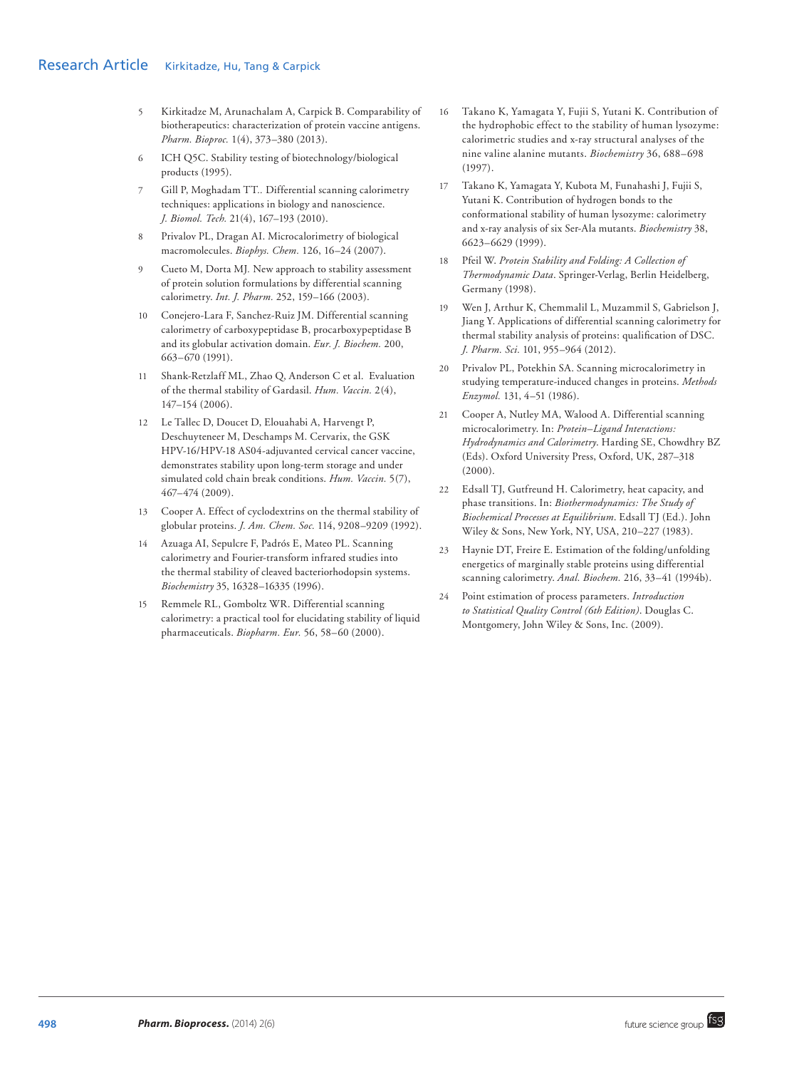5. Kirkitadze M, Arunachalam A, Carpick B. Comparability of biotherapeutics: characterization of protein vaccine antigens. *Pharm. Bioproc.* 1(4), 373–380 (2013).

6. ICH Q5C. Stability testing of biotechnology/biological products (1995).

7. Gill P, Moghadam TT.. Differential scanning calorimetry techniques: applications in biology and nanoscience. *J. Biomol. Tech.* 21(4), 167–193 (2010).

8. Privalov PL, Dragan AI. Microcalorimetry of biological macromolecules. *Biophys. Chem.* 126, 16–24 (2007).

9. Cueto M, Dorta MJ. New approach to stability assessment of protein solution formulations by differential scanning calorimetry. *Int. J. Pharm.* 252, 159–166 (2003).

10. Conejero-Lara F, Sanchez-Ruiz JM. Differential scanning calorimetry of carboxypeptidase B, procarboxypeptidase B and its globular activation domain. *Eur. J. Biochem.* 200, 663–670 (1991).

11. Shank-Retzlaff ML, Zhao Q, Anderson C et al. Evaluation of the thermal stability of Gardasil. *Hum. Vaccin.* 2(4), 147–154 (2006).

12. Le Tallec D, Doucet D, Elouahabi A, Harvengt P, Deschuyteneer M, Deschamps M. Cervarix, the GSK HPV-16/HPV-18 AS04-adjuvanted cervical cancer vaccine, demonstrates stability upon long-term storage and under simulated cold chain break conditions. *Hum. Vaccin.* 5(7), 467–474 (2009).

13. Cooper A. Effect of cyclodextrins on the thermal stability of globular proteins. *J. Am. Chem. Soc.* 114, 9208–9209 (1992).

14. Azuaga AI, Sepulcre F, Padrós E, Mateo PL. Scanning calorimetry and Fourier-transform infrared studies into the thermal stability of cleaved bacteriorhodopsin systems. *Biochemistry* 35, 16328–16335 (1996).

15. Remmele RL, Gomboltz WR. Differential scanning calorimetry: a practical tool for elucidating stability of liquid pharmaceuticals. *Biopharm. Eur.* 56, 58–60 (2000).

16. Takano K, Yamagata Y, Fujii S, Yutani K. Contribution of the hydrophobic effect to the stability of human lysozyme: calorimetric studies and x-ray structural analyses of the nine valine alanine mutants. *Biochemistry* 36, 688–698 (1997).

17. Takano K, Yamagata Y, Kubota M, Funahashi J, Fujii S, Yutani K. Contribution of hydrogen bonds to the conformational stability of human lysozyme: calorimetry and x-ray analysis of six Ser-Ala mutants. *Biochemistry* 38, 6623–6629 (1999).

18. Pfeil W. *Protein Stability and Folding: A Collection of Thermodynamic Data*. Springer-Verlag, Berlin Heidelberg, Germany (1998).

19. Wen J, Arthur K, Chemmalil L, Muzammil S, Gabrielson J, Jiang Y. Applications of differential scanning calorimetry for thermal stability analysis of proteins: qualification of DSC. *J. Pharm. Sci.* 101, 955–964 (2012).

20. Privalov PL, Potekhin SA. Scanning microcalorimetry in studying temperature-induced changes in proteins. *Methods Enzymol.* 131, 4–51 (1986).

21. Cooper A, Nutley MA, Walood A. Differential scanning microcalorimetry. In: *Protein–Ligand Interactions: Hydrodynamics and Calorimetry*. Harding SE, Chowdhry BZ (Eds). Oxford University Press, Oxford, UK, 287–318 (2000).

22. Edsall TJ, Gutfreund H. Calorimetry, heat capacity, and phase transitions. In: *Biothermodynamics: The Study of Biochemical Processes at Equilibrium*. Edsall TJ (Ed.). John Wiley & Sons, New York, NY, USA, 210–227 (1983).

23. Haynie DT, Freire E. Estimation of the folding/unfolding energetics of marginally stable proteins using differential scanning calorimetry. *Anal. Biochem.* 216, 33–41 (1994b).

24. Point estimation of process parameters. *Introduction to Statistical Quality Control (6th Edition)*. Douglas C. Montgomery, John Wiley & Sons, Inc. (2009).